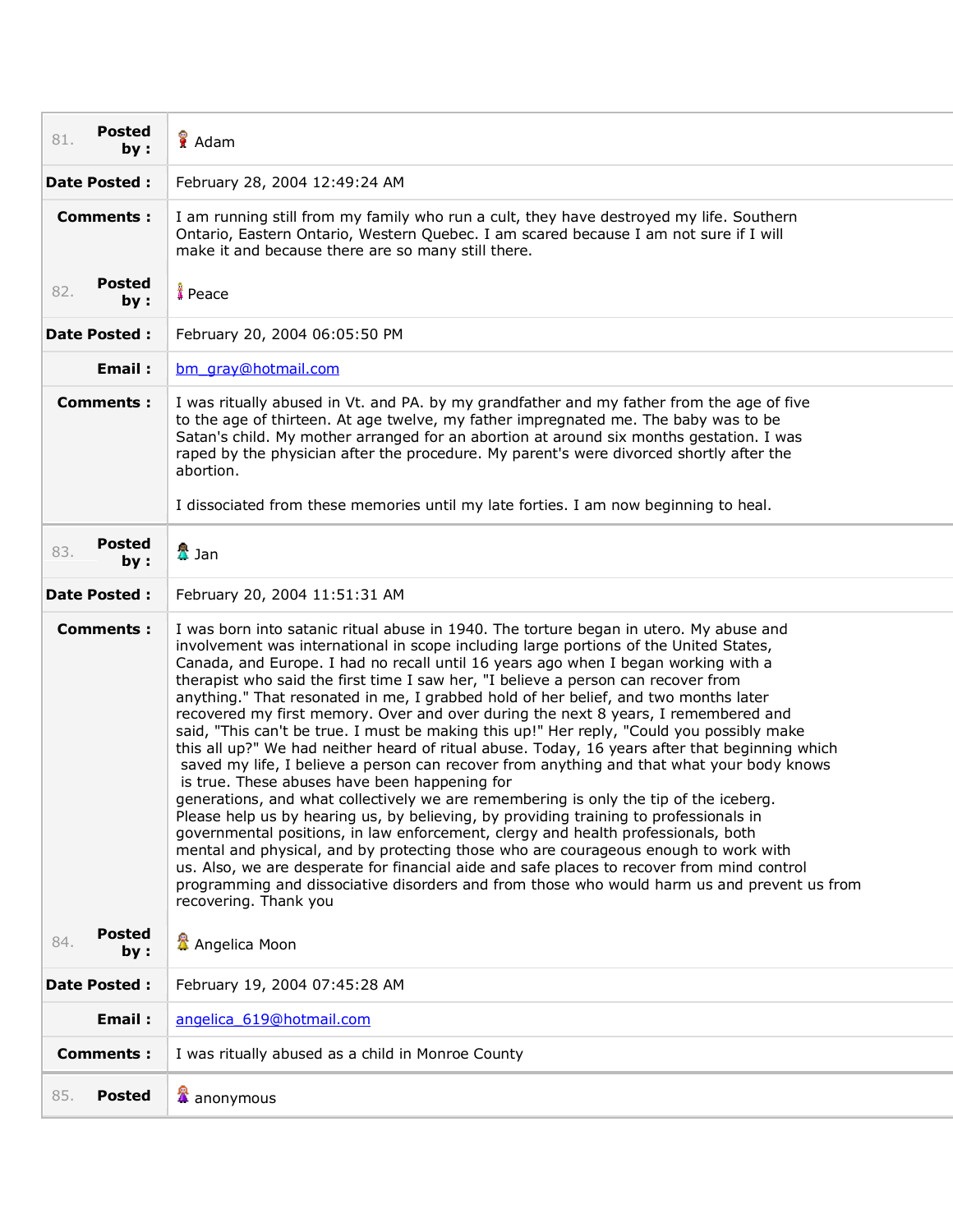| 81. **Posted by :** | Adam |
|---|---|
| **Date Posted :** | February 28, 2004 12:49:24 AM |
| **Comments :** | I am running still from my family who run a cult, they have destroyed my life. Southern Ontario, Eastern Ontario, Western Quebec. I am scared because I am not sure if I will make it and because there are so many still there. |

| 82. **Posted by :** | Peace |
|---|---|
| **Date Posted :** | February 20, 2004 06:05:50 PM |
| **Email :** | bm_gray@hotmail.com |
| **Comments :** | I was ritually abused in Vt. and PA. by my grandfather and my father from the age of five to the age of thirteen. At age twelve, my father impregnated me. The baby was to be Satan's child. My mother arranged for an abortion at around six months gestation. I was raped by the physician after the procedure. My parent's were divorced shortly after the abortion.<br><br>I dissociated from these memories until my late forties. I am now beginning to heal. |

| 83. **Posted by :** | Jan |
|---|---|
| **Date Posted :** | February 20, 2004 11:51:31 AM |
| **Comments :** | I was born into satanic ritual abuse in 1940. The torture began in utero. My abuse and involvement was international in scope including large portions of the United States, Canada, and Europe. I had no recall until 16 years ago when I began working with a therapist who said the first time I saw her, "I believe a person can recover from anything." That resonated in me, I grabbed hold of her belief, and two months later recovered my first memory. Over and over during the next 8 years, I remembered and said, "This can't be true. I must be making this up!" Her reply, "Could you possibly make this all up?" We had neither heard of ritual abuse. Today, 16 years after that beginning which saved my life, I believe a person can recover from anything and that what your body knows is true. These abuses have been happening for generations, and what collectively we are remembering is only the tip of the iceberg. Please help us by hearing us, by believing, by providing training to professionals in governmental positions, in law enforcement, clergy and health professionals, both mental and physical, and by protecting those who are courageous enough to work with us. Also, we are desperate for financial aide and safe places to recover from mind control programming and dissociative disorders and from those who would harm us and prevent us from recovering. Thank you |

| 84. **Posted by :** | Angelica Moon |
|---|---|
| **Date Posted :** | February 19, 2004 07:45:28 AM |
| **Email :** | angelica_619@hotmail.com |
| **Comments :** | I was ritually abused as a child in Monroe County |

| 85. **Posted** | anonymous |
|---|---|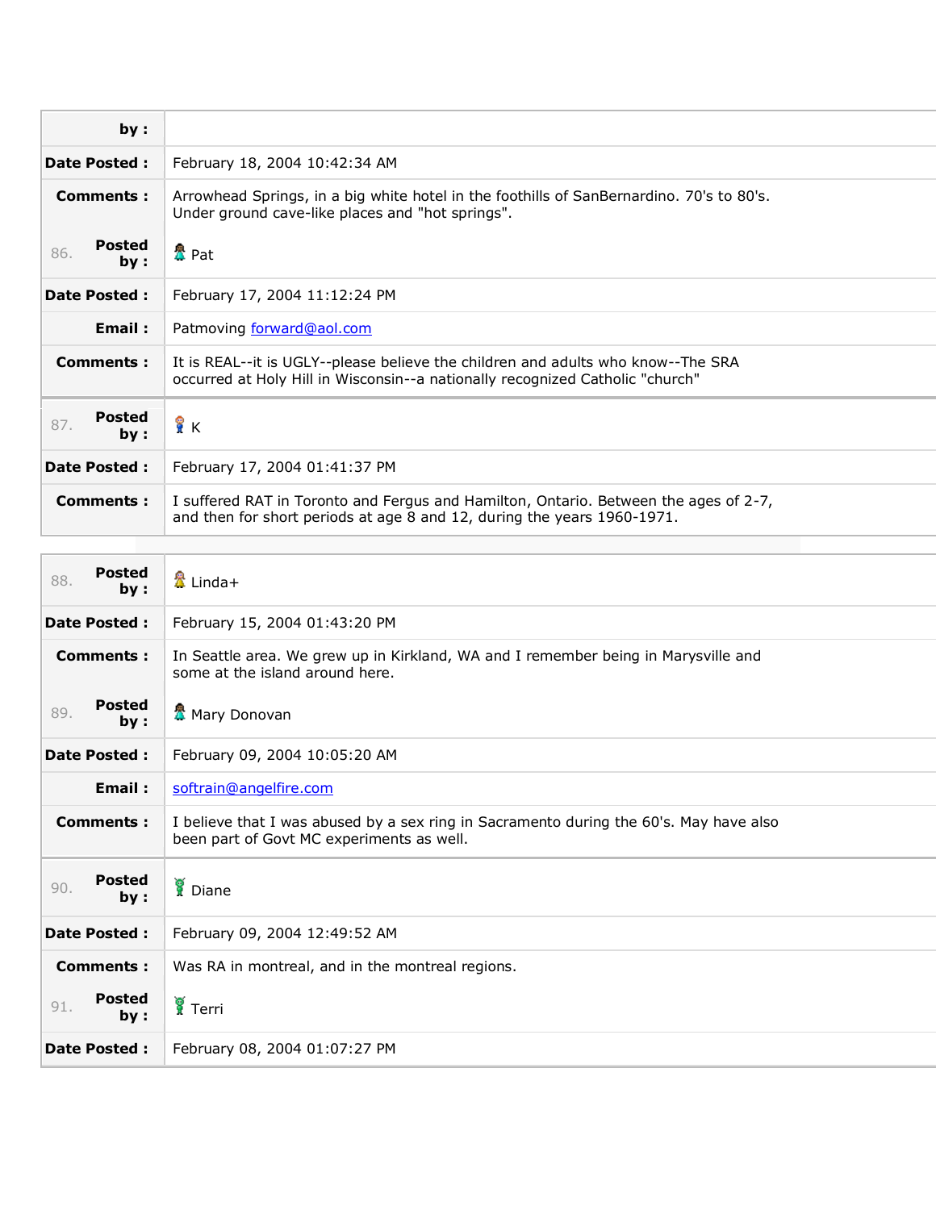| | |
|---|---|
| **by :** | |
| **Date Posted :** | February 18, 2004 10:42:34 AM |
| **Comments :** | Arrowhead Springs, in a big white hotel in the foothills of SanBernardino. 70's to 80's. Under ground cave-like places and "hot springs". |
| 86. **Posted by :** | Pat |
| **Date Posted :** | February 17, 2004 11:12:24 PM |
| **Email :** | Patmoving forward@aol.com |
| **Comments :** | It is REAL--it is UGLY--please believe the children and adults who know--The SRA occurred at Holy Hill in Wisconsin--a nationally recognized Catholic "church" |

| | |
|---|---|
| 87. **Posted by :** | K |
| **Date Posted :** | February 17, 2004 01:41:37 PM |
| **Comments :** | I suffered RAT in Toronto and Fergus and Hamilton, Ontario. Between the ages of 2-7, and then for short periods at age 8 and 12, during the years 1960-1971. |

| | |
|---|---|
| 88. **Posted by :** | Linda+ |
| **Date Posted :** | February 15, 2004 01:43:20 PM |
| **Comments :** | In Seattle area. We grew up in Kirkland, WA and I remember being in Marysville and some at the island around here. |
| 89. **Posted by :** | Mary Donovan |
| **Date Posted :** | February 09, 2004 10:05:20 AM |
| **Email :** | softrain@angelfire.com |
| **Comments :** | I believe that I was abused by a sex ring in Sacramento during the 60's. May have also been part of Govt MC experiments as well. |

| | |
|---|---|
| 90. **Posted by :** | Diane |
| **Date Posted :** | February 09, 2004 12:49:52 AM |
| **Comments :** | Was RA in montreal, and in the montreal regions. |
| 91. **Posted by :** | Terri |
| **Date Posted :** | February 08, 2004 01:07:27 PM |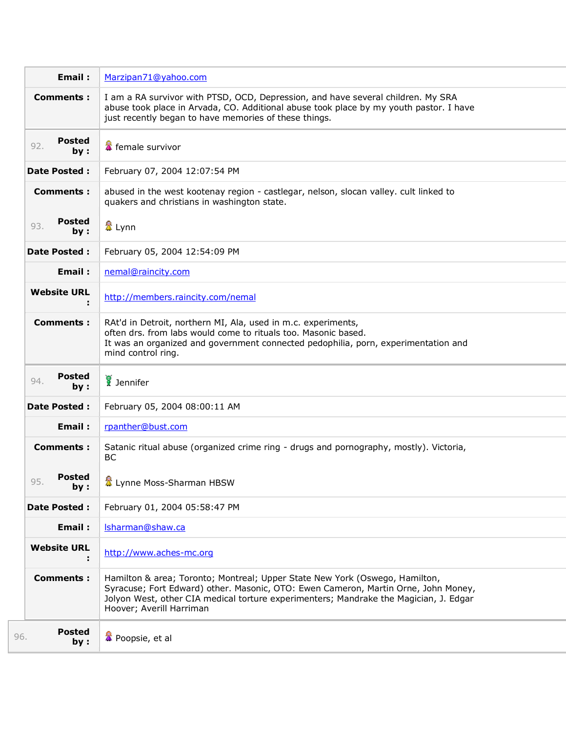| | |
|---|---|
| **Email :** | Marzipan71@yahoo.com |
| **Comments :** | I am a RA survivor with PTSD, OCD, Depression, and have several children. My SRA abuse took place in Arvada, CO. Additional abuse took place by my youth pastor. I have just recently began to have memories of these things. |
| 92. **Posted by :** | female survivor |
| **Date Posted :** | February 07, 2004 12:07:54 PM |
| **Comments :** | abused in the west kootenay region - castlegar, nelson, slocan valley. cult linked to quakers and christians in washington state. |
| 93. **Posted by :** | Lynn |
| **Date Posted :** | February 05, 2004 12:54:09 PM |
| **Email :** | nemal@raincity.com |
| **Website URL :** | http://members.raincity.com/nemal |
| **Comments :** | RAt'd in Detroit, northern MI, Ala, used in m.c. experiments, often drs. from labs would come to rituals too. Masonic based. It was an organized and government connected pedophilia, porn, experimentation and mind control ring. |
| 94. **Posted by :** | Jennifer |
| **Date Posted :** | February 05, 2004 08:00:11 AM |
| **Email :** | rpanther@bust.com |
| **Comments :** | Satanic ritual abuse (organized crime ring - drugs and pornography, mostly). Victoria, BC |
| 95. **Posted by :** | Lynne Moss-Sharman HBSW |
| **Date Posted :** | February 01, 2004 05:58:47 PM |
| **Email :** | lsharman@shaw.ca |
| **Website URL :** | http://www.aches-mc.org |
| **Comments :** | Hamilton & area; Toronto; Montreal; Upper State New York (Oswego, Hamilton, Syracuse; Fort Edward) other. Masonic, OTO: Ewen Cameron, Martin Orne, John Money, Jolyon West, other CIA medical torture experimenters; Mandrake the Magician, J. Edgar Hoover; Averill Harriman |
| 96. **Posted by :** | Poopsie, et al |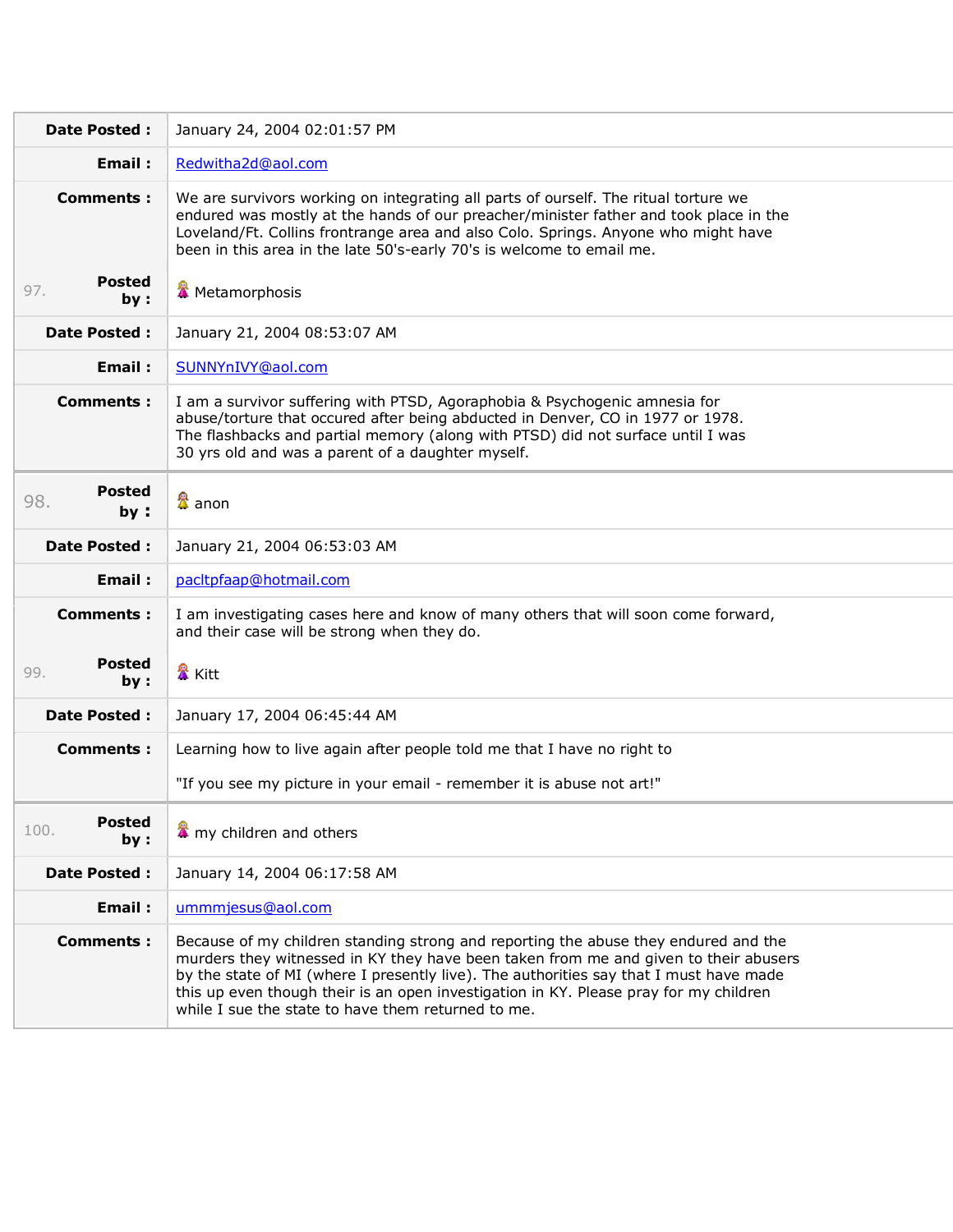| | |
|---|---|
| **Date Posted :** | January 24, 2004 02:01:57 PM |
| **Email :** | Redwitha2d@aol.com |
| **Comments :** | We are survivors working on integrating all parts of ourself. The ritual torture we endured was mostly at the hands of our preacher/minister father and took place in the Loveland/Ft. Collins frontrange area and also Colo. Springs. Anyone who might have been in this area in the late 50's-early 70's is welcome to email me. |
| 97. **Posted by :** | Metamorphosis |
| **Date Posted :** | January 21, 2004 08:53:07 AM |
| **Email :** | SUNNYnIVY@aol.com |
| **Comments :** | I am a survivor suffering with PTSD, Agoraphobia & Psychogenic amnesia for abuse/torture that occured after being abducted in Denver, CO in 1977 or 1978. The flashbacks and partial memory (along with PTSD) did not surface until I was 30 yrs old and was a parent of a daughter myself. |
| 98. **Posted by :** | anon |
| **Date Posted :** | January 21, 2004 06:53:03 AM |
| **Email :** | pacltpfaap@hotmail.com |
| **Comments :** | I am investigating cases here and know of many others that will soon come forward, and their case will be strong when they do. |
| 99. **Posted by :** | Kitt |
| **Date Posted :** | January 17, 2004 06:45:44 AM |
| **Comments :** | Learning how to live again after people told me that I have no right to<br><br>"If you see my picture in your email - remember it is abuse not art!" |
| 100. **Posted by :** | my children and others |
| **Date Posted :** | January 14, 2004 06:17:58 AM |
| **Email :** | ummmjesus@aol.com |
| **Comments :** | Because of my children standing strong and reporting the abuse they endured and the murders they witnessed in KY they have been taken from me and given to their abusers by the state of MI (where I presently live). The authorities say that I must have made this up even though their is an open investigation in KY. Please pray for my children while I sue the state to have them returned to me. |